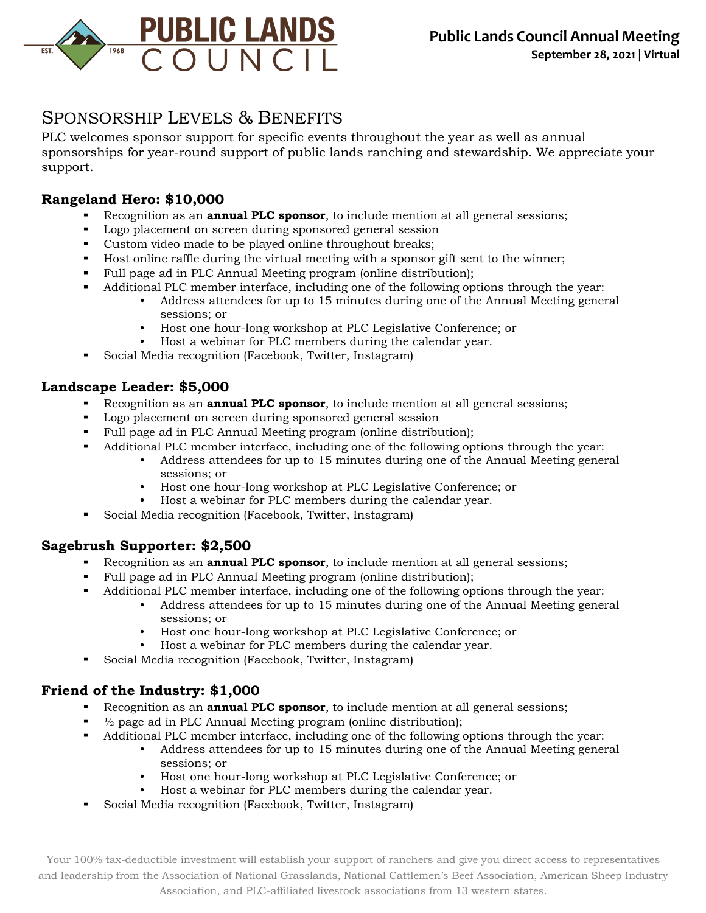# PUBLIC LANDS COUNCIL

EST. 1968

**Public Lands Council Annual Meeting**
**September 28, 2021 | Virtual**

## Sponsorship Levels & Benefits

PLC welcomes sponsor support for specific events throughout the year as well as annual sponsorships for year-round support of public lands ranching and stewardship. We appreciate your support.

### Rangeland Hero: $10,000

- Recognition as an **annual PLC sponsor**, to include mention at all general sessions;
- Logo placement on screen during sponsored general session
- Custom video made to be played online throughout breaks;
- Host online raffle during the virtual meeting with a sponsor gift sent to the winner;
- Full page ad in PLC Annual Meeting program (online distribution);
- Additional PLC member interface, including one of the following options through the year:
  - Address attendees for up to 15 minutes during one of the Annual Meeting general sessions; or
  - Host one hour-long workshop at PLC Legislative Conference; or
  - Host a webinar for PLC members during the calendar year.
- Social Media recognition (Facebook, Twitter, Instagram)

### Landscape Leader: $5,000

- Recognition as an **annual PLC sponsor**, to include mention at all general sessions;
- Logo placement on screen during sponsored general session
- Full page ad in PLC Annual Meeting program (online distribution);
- Additional PLC member interface, including one of the following options through the year:
  - Address attendees for up to 15 minutes during one of the Annual Meeting general sessions; or
  - Host one hour-long workshop at PLC Legislative Conference; or
  - Host a webinar for PLC members during the calendar year.
- Social Media recognition (Facebook, Twitter, Instagram)

### Sagebrush Supporter: $2,500

- Recognition as an **annual PLC sponsor**, to include mention at all general sessions;
- Full page ad in PLC Annual Meeting program (online distribution);
- Additional PLC member interface, including one of the following options through the year:
  - Address attendees for up to 15 minutes during one of the Annual Meeting general sessions; or
  - Host one hour-long workshop at PLC Legislative Conference; or
  - Host a webinar for PLC members during the calendar year.
- Social Media recognition (Facebook, Twitter, Instagram)

### Friend of the Industry: $1,000

- Recognition as an **annual PLC sponsor**, to include mention at all general sessions;
- ½ page ad in PLC Annual Meeting program (online distribution);
- Additional PLC member interface, including one of the following options through the year:
  - Address attendees for up to 15 minutes during one of the Annual Meeting general sessions; or
  - Host one hour-long workshop at PLC Legislative Conference; or
  - Host a webinar for PLC members during the calendar year.
- Social Media recognition (Facebook, Twitter, Instagram)

Your 100% tax-deductible investment will establish your support of ranchers and give you direct access to representatives and leadership from the Association of National Grasslands, National Cattlemen's Beef Association, American Sheep Industry Association, and PLC-affiliated livestock associations from 13 western states.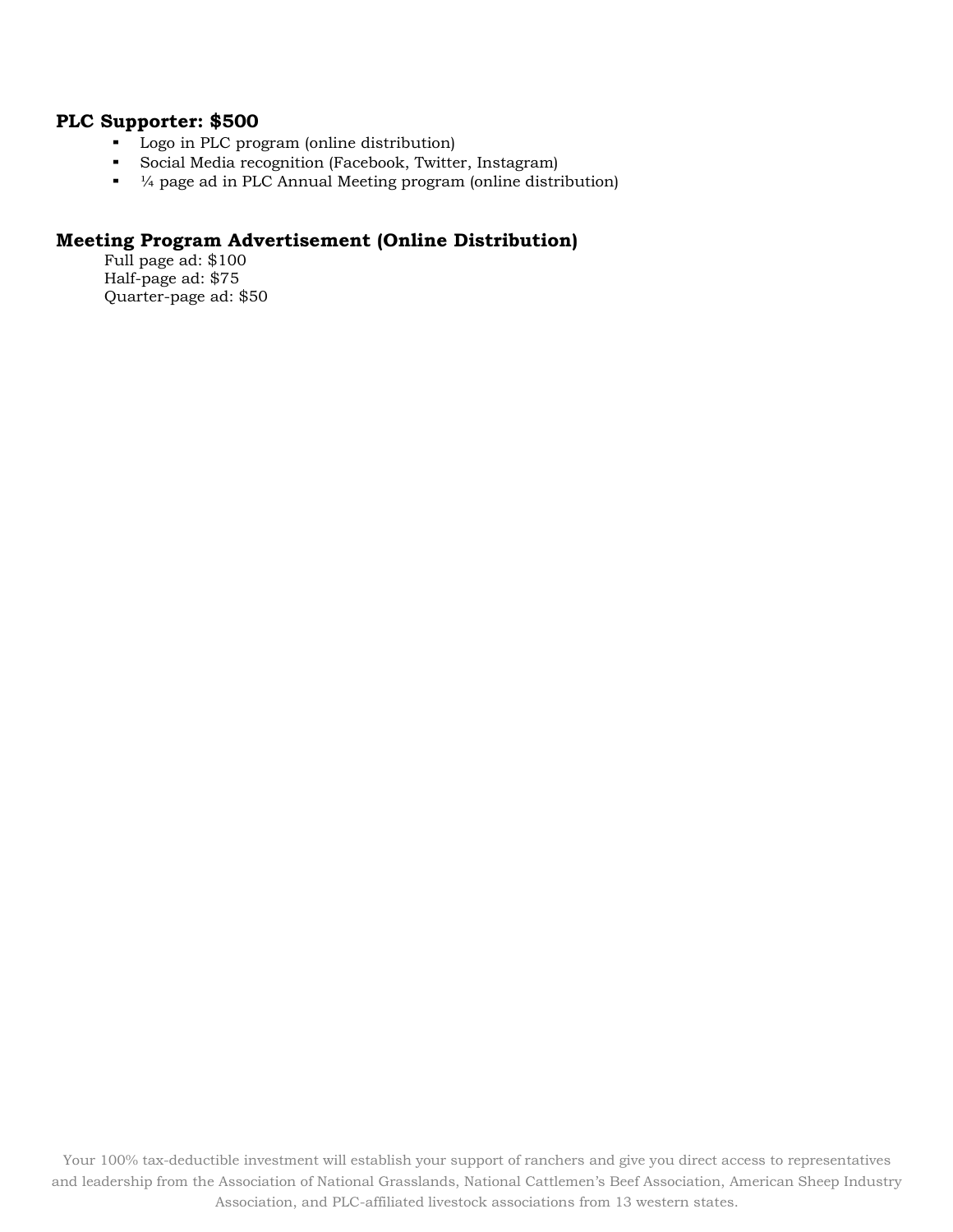**PLC Supporter: $500**

- Logo in PLC program (online distribution)
- Social Media recognition (Facebook, Twitter, Instagram)
- ¼ page ad in PLC Annual Meeting program (online distribution)

**Meeting Program Advertisement (Online Distribution)**

Full page ad: $100
Half-page ad: $75
Quarter-page ad: $50

Your 100% tax-deductible investment will establish your support of ranchers and give you direct access to representatives and leadership from the Association of National Grasslands, National Cattlemen's Beef Association, American Sheep Industry Association, and PLC-affiliated livestock associations from 13 western states.